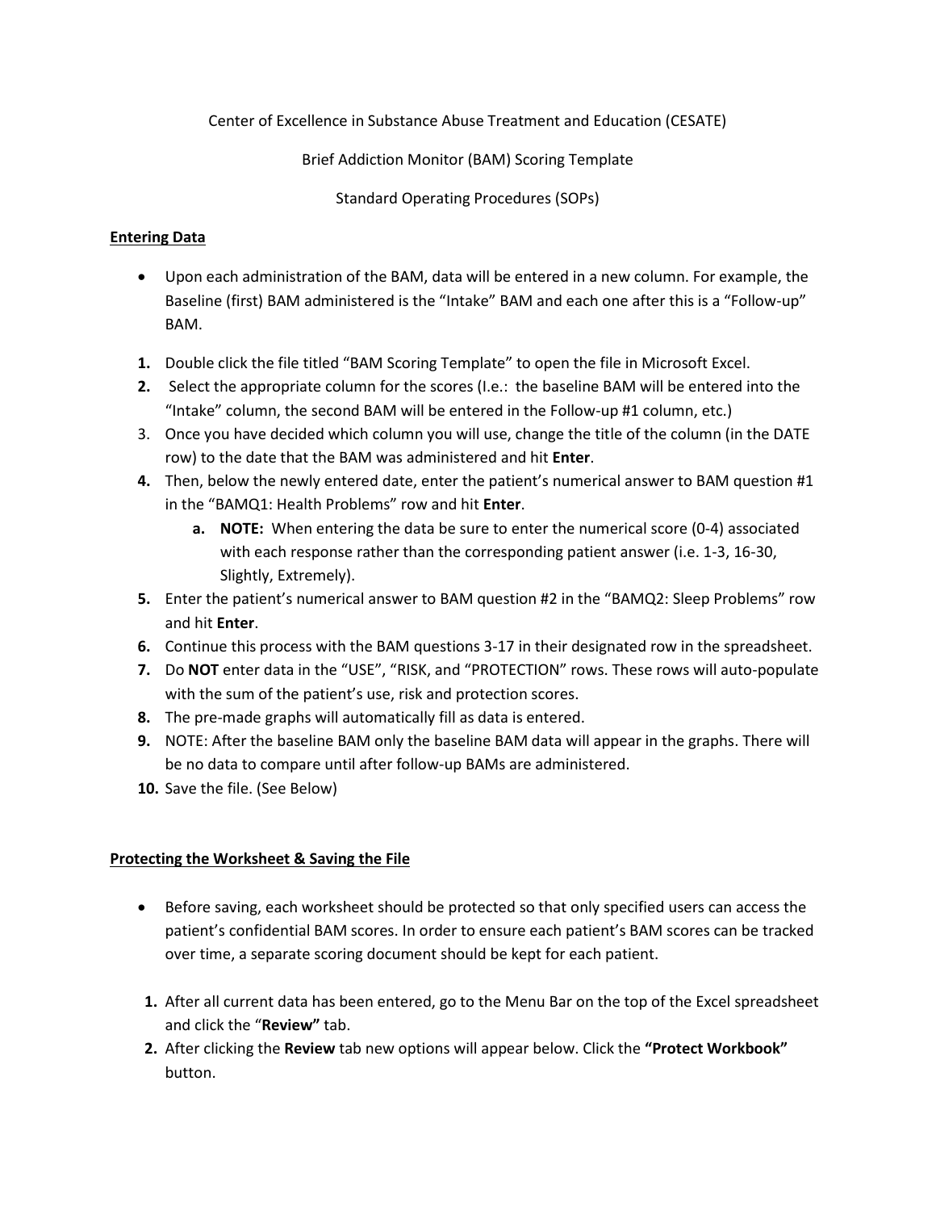Center of Excellence in Substance Abuse Treatment and Education (CESATE)

Brief Addiction Monitor (BAM) Scoring Template

Standard Operating Procedures (SOPs)

**Entering Data**

- Upon each administration of the BAM, data will be entered in a new column. For example, the Baseline (first) BAM administered is the "Intake" BAM and each one after this is a "Follow-up" BAM.

1. Double click the file titled "BAM Scoring Template" to open the file in Microsoft Excel.
2. Select the appropriate column for the scores (I.e.: the baseline BAM will be entered into the "Intake" column, the second BAM will be entered in the Follow-up #1 column, etc.)
3. Once you have decided which column you will use, change the title of the column (in the DATE row) to the date that the BAM was administered and hit **Enter**.
4. Then, below the newly entered date, enter the patient's numerical answer to BAM question #1 in the "BAMQ1: Health Problems" row and hit **Enter**.
   a. **NOTE:** When entering the data be sure to enter the numerical score (0-4) associated with each response rather than the corresponding patient answer (i.e. 1-3, 16-30, Slightly, Extremely).
5. Enter the patient's numerical answer to BAM question #2 in the "BAMQ2: Sleep Problems" row and hit **Enter**.
6. Continue this process with the BAM questions 3-17 in their designated row in the spreadsheet.
7. Do **NOT** enter data in the "USE", "RISK, and "PROTECTION" rows. These rows will auto-populate with the sum of the patient's use, risk and protection scores.
8. The pre-made graphs will automatically fill as data is entered.
9. NOTE: After the baseline BAM only the baseline BAM data will appear in the graphs. There will be no data to compare until after follow-up BAMs are administered.
10. Save the file. (See Below)

**Protecting the Worksheet & Saving the File**

- Before saving, each worksheet should be protected so that only specified users can access the patient's confidential BAM scores. In order to ensure each patient's BAM scores can be tracked over time, a separate scoring document should be kept for each patient.

1. After all current data has been entered, go to the Menu Bar on the top of the Excel spreadsheet and click the "**Review**" tab.
2. After clicking the **Review** tab new options will appear below. Click the **"Protect Workbook"** button.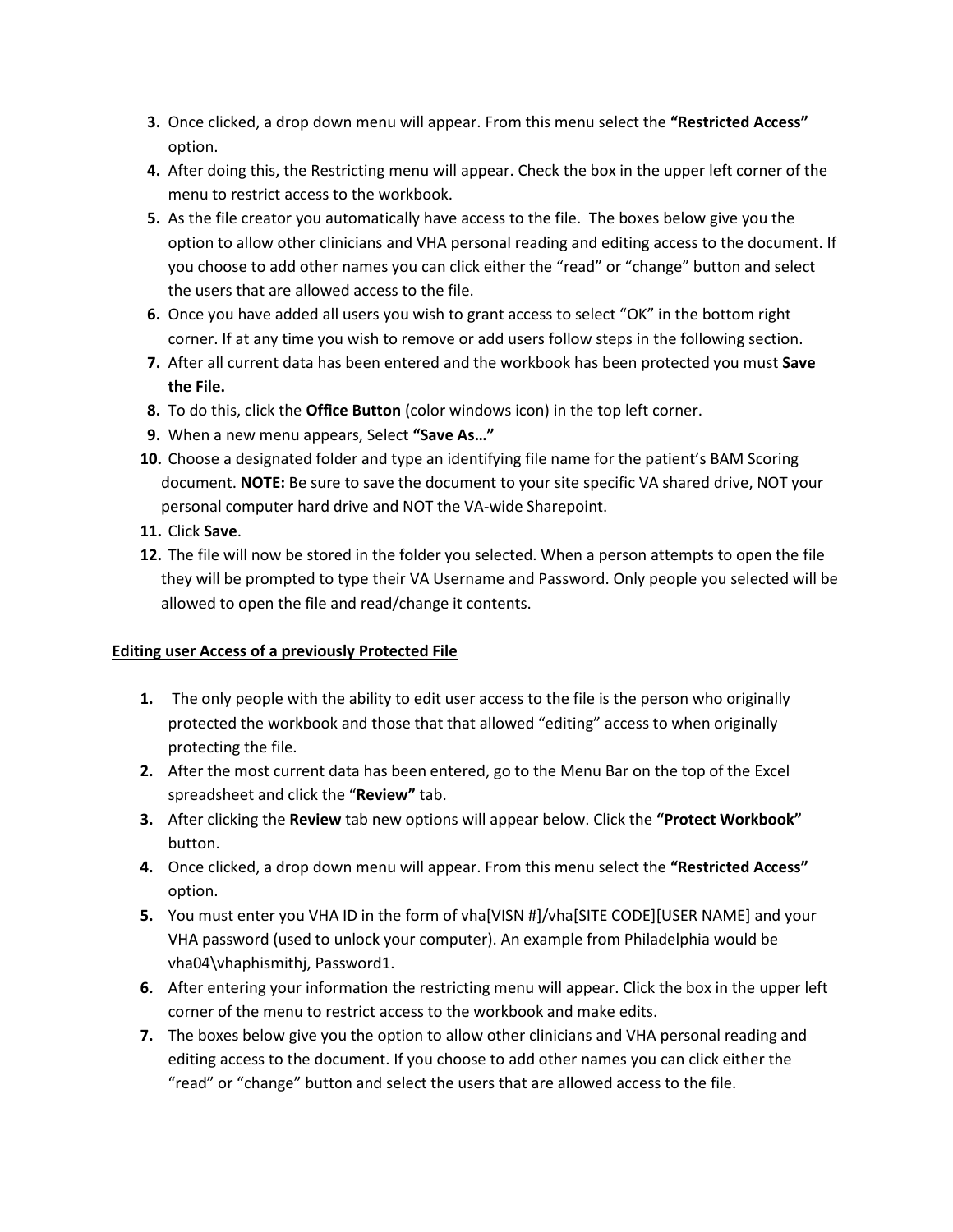3. Once clicked, a drop down menu will appear. From this menu select the **"Restricted Access"** option.
4. After doing this, the Restricting menu will appear. Check the box in the upper left corner of the menu to restrict access to the workbook.
5. As the file creator you automatically have access to the file. The boxes below give you the option to allow other clinicians and VHA personal reading and editing access to the document. If you choose to add other names you can click either the "read" or "change" button and select the users that are allowed access to the file.
6. Once you have added all users you wish to grant access to select "OK" in the bottom right corner. If at any time you wish to remove or add users follow steps in the following section.
7. After all current data has been entered and the workbook has been protected you must **Save the File.**
8. To do this, click the **Office Button** (color windows icon) in the top left corner.
9. When a new menu appears, Select **"Save As…"**
10. Choose a designated folder and type an identifying file name for the patient's BAM Scoring document. **NOTE:** Be sure to save the document to your site specific VA shared drive, NOT your personal computer hard drive and NOT the VA-wide Sharepoint.
11. Click **Save**.
12. The file will now be stored in the folder you selected. When a person attempts to open the file they will be prompted to type their VA Username and Password. Only people you selected will be allowed to open the file and read/change it contents.

**<u>Editing user Access of a previously Protected File</u>**

1. The only people with the ability to edit user access to the file is the person who originally protected the workbook and those that that allowed "editing" access to when originally protecting the file.
2. After the most current data has been entered, go to the Menu Bar on the top of the Excel spreadsheet and click the "**Review"** tab.
3. After clicking the **Review** tab new options will appear below. Click the **"Protect Workbook"** button.
4. Once clicked, a drop down menu will appear. From this menu select the **"Restricted Access"** option.
5. You must enter you VHA ID in the form of vha[VISN #]/vha[SITE CODE][USER NAME] and your VHA password (used to unlock your computer). An example from Philadelphia would be vha04\vhaphismithj, Password1.
6. After entering your information the restricting menu will appear. Click the box in the upper left corner of the menu to restrict access to the workbook and make edits.
7. The boxes below give you the option to allow other clinicians and VHA personal reading and editing access to the document. If you choose to add other names you can click either the "read" or "change" button and select the users that are allowed access to the file.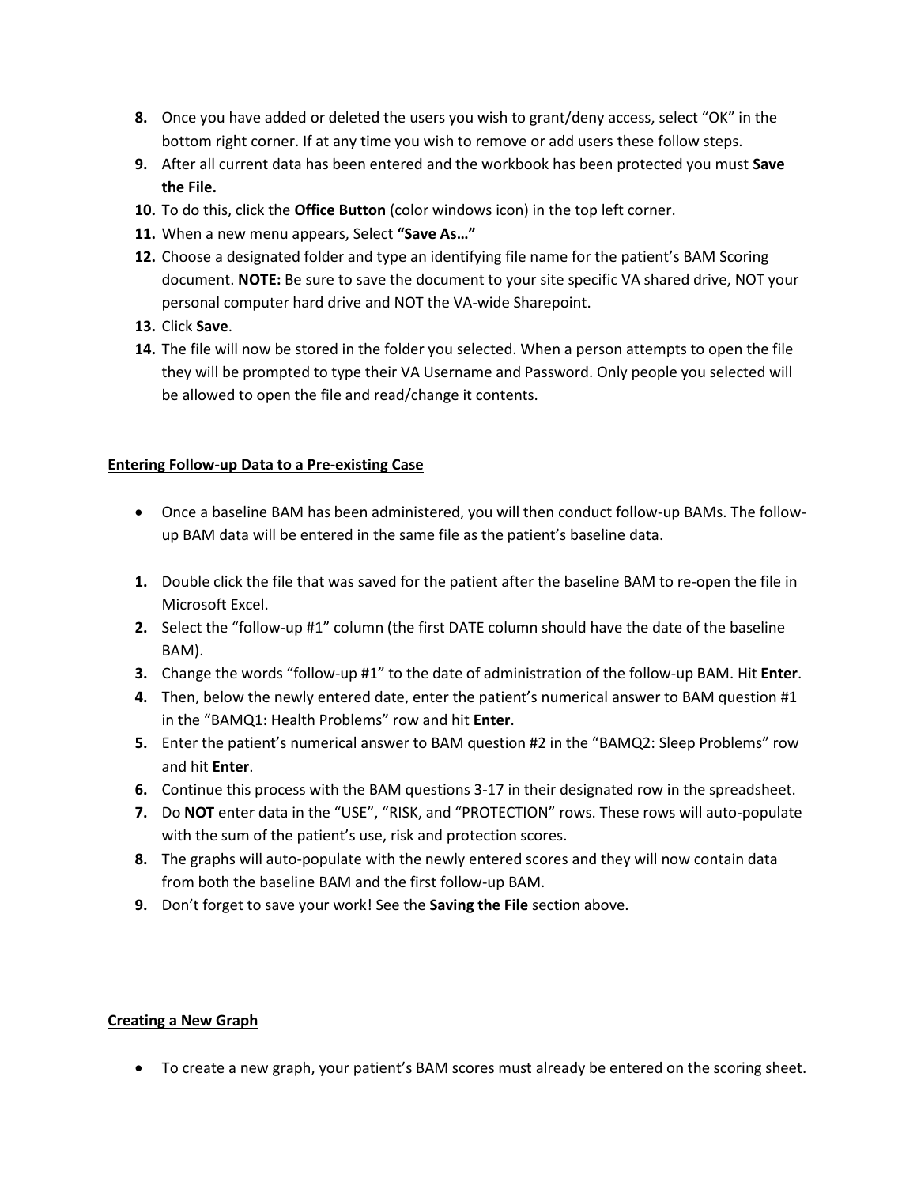8. Once you have added or deleted the users you wish to grant/deny access, select “OK” in the bottom right corner. If at any time you wish to remove or add users these follow steps.
9. After all current data has been entered and the workbook has been protected you must **Save the File.**
10. To do this, click the **Office Button** (color windows icon) in the top left corner.
11. When a new menu appears, Select **“Save As…”**
12. Choose a designated folder and type an identifying file name for the patient’s BAM Scoring document. **NOTE:** Be sure to save the document to your site specific VA shared drive, NOT your personal computer hard drive and NOT the VA-wide Sharepoint.
13. Click **Save**.
14. The file will now be stored in the folder you selected. When a person attempts to open the file they will be prompted to type their VA Username and Password. Only people you selected will be allowed to open the file and read/change it contents.

<u>**Entering Follow-up Data to a Pre-existing Case**</u>

- Once a baseline BAM has been administered, you will then conduct follow-up BAMs. The follow-up BAM data will be entered in the same file as the patient’s baseline data.

1. Double click the file that was saved for the patient after the baseline BAM to re-open the file in Microsoft Excel.
2. Select the “follow-up #1” column (the first DATE column should have the date of the baseline BAM).
3. Change the words “follow-up #1” to the date of administration of the follow-up BAM. Hit **Enter**.
4. Then, below the newly entered date, enter the patient’s numerical answer to BAM question #1 in the “BAMQ1: Health Problems” row and hit **Enter**.
5. Enter the patient’s numerical answer to BAM question #2 in the “BAMQ2: Sleep Problems” row and hit **Enter**.
6. Continue this process with the BAM questions 3-17 in their designated row in the spreadsheet.
7. Do **NOT** enter data in the “USE”, “RISK, and “PROTECTION” rows. These rows will auto-populate with the sum of the patient’s use, risk and protection scores.
8. The graphs will auto-populate with the newly entered scores and they will now contain data from both the baseline BAM and the first follow-up BAM.
9. Don’t forget to save your work! See the **Saving the File** section above.

<u>**Creating a New Graph**</u>

- To create a new graph, your patient’s BAM scores must already be entered on the scoring sheet.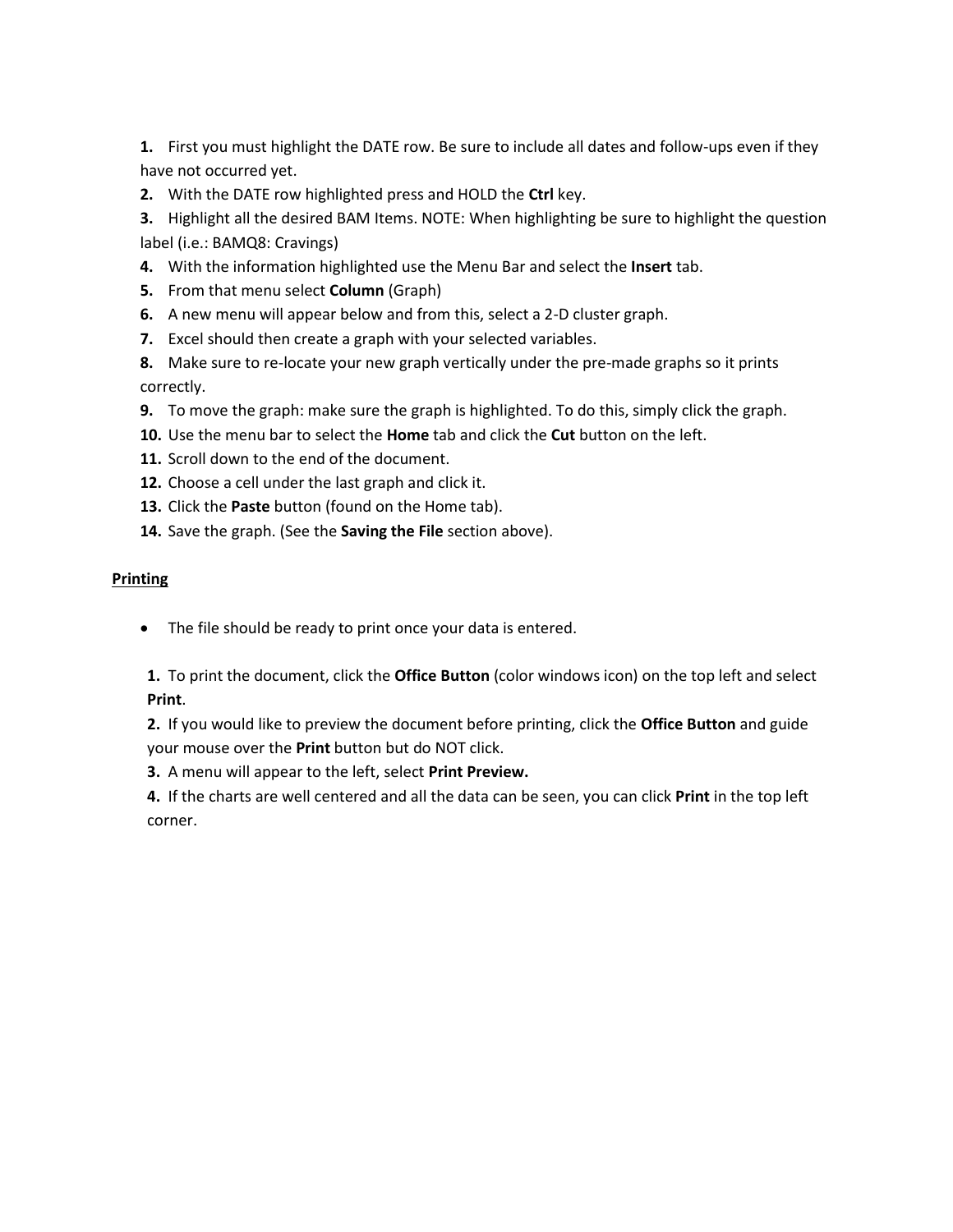1. First you must highlight the DATE row. Be sure to include all dates and follow-ups even if they have not occurred yet.
2. With the DATE row highlighted press and HOLD the **Ctrl** key.
3. Highlight all the desired BAM Items. NOTE: When highlighting be sure to highlight the question label (i.e.: BAMQ8: Cravings)
4. With the information highlighted use the Menu Bar and select the **Insert** tab.
5. From that menu select **Column** (Graph)
6. A new menu will appear below and from this, select a 2-D cluster graph.
7. Excel should then create a graph with your selected variables.
8. Make sure to re-locate your new graph vertically under the pre-made graphs so it prints correctly.
9. To move the graph: make sure the graph is highlighted. To do this, simply click the graph.
10. Use the menu bar to select the **Home** tab and click the **Cut** button on the left.
11. Scroll down to the end of the document.
12. Choose a cell under the last graph and click it.
13. Click the **Paste** button (found on the Home tab).
14. Save the graph. (See the **Saving the File** section above).

**Printing**

- The file should be ready to print once your data is entered.

1. To print the document, click the **Office Button** (color windows icon) on the top left and select **Print**.
2. If you would like to preview the document before printing, click the **Office Button** and guide your mouse over the **Print** button but do NOT click.
3. A menu will appear to the left, select **Print Preview.**
4. If the charts are well centered and all the data can be seen, you can click **Print** in the top left corner.